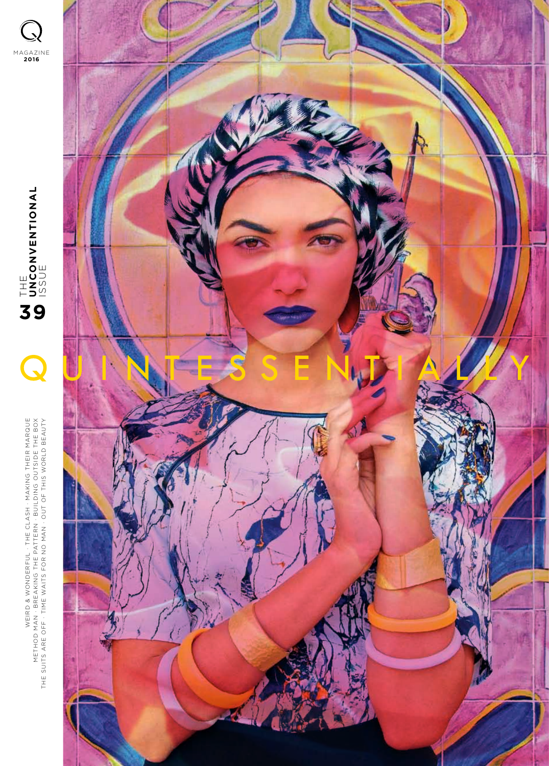Q

MAGAZINE
2016

THE **UNCONVENTIONAL** ISSUE

**39**

# QUINTESSENTIALLY

WEIRD & WONDERFUL · THE CLASH · MAKING THEIR MARQUE
METHOD MAN · BREAKING THE PATTERN · BUILDING OUTSIDE THE BOX
THE SUITS ARE OFF · TIME WAITS FOR NO MAN · OUT OF THIS WORLD BEAUTY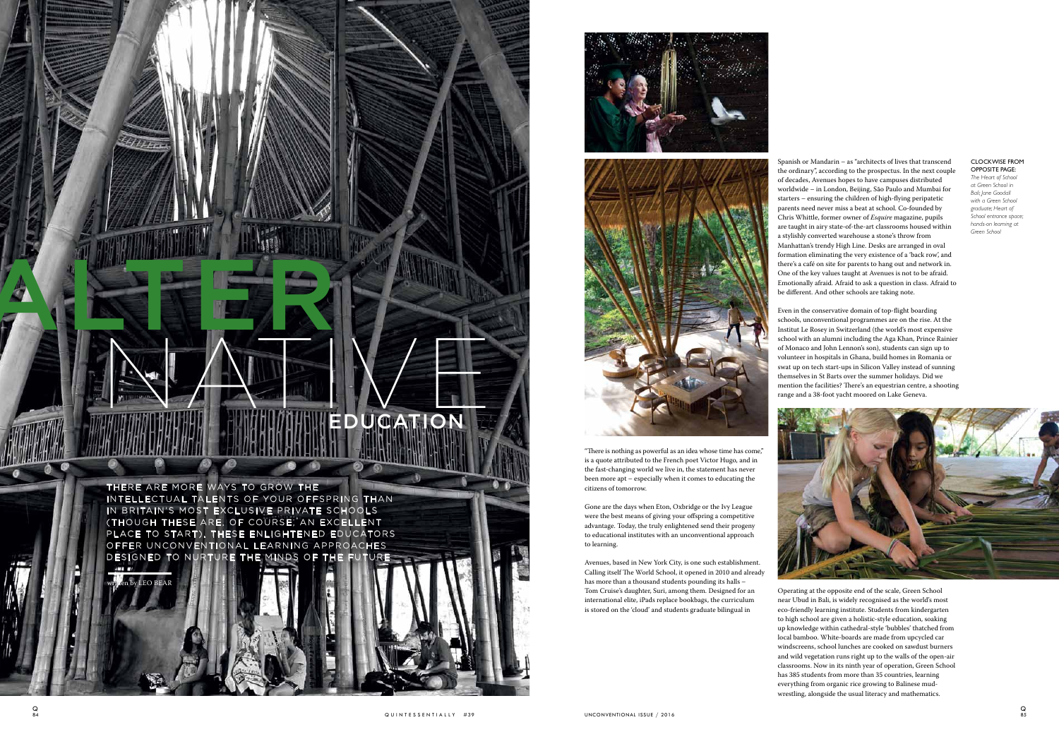# ALTERNATIVE EDUCATION

THERE ARE MORE WAYS TO GROW THE INTELLECTUAL TALENTS OF YOUR OFFSPRING THAN IN BRITAIN'S MOST EXCLUSIVE PRIVATE SCHOOLS (THOUGH THESE ARE, OF COURSE, AN EXCELLENT PLACE TO START). THESE ENLIGHTENED EDUCATORS OFFER UNCONVENTIONAL LEARNING APPROACHES DESIGNED TO NURTURE THE MINDS OF THE FUTURE

written by LEO BEAR

"There is nothing as powerful as an idea whose time has come," is a quote attributed to the French poet Victor Hugo, and in the fast-changing world we live in, the statement has never been more apt – especially when it comes to educating the citizens of tomorrow.

Gone are the days when Eton, Oxbridge or the Ivy League were the best means of giving your offspring a competitive advantage. Today, the truly enlightened send their progeny to educational institutes with an unconventional approach to learning.

Avenues, based in New York City, is one such establishment. Calling itself The World School, it opened in 2010 and already has more than a thousand students pounding its halls – Tom Cruise's daughter, Suri, among them. Designed for an international elite, iPads replace bookbags, the curriculum is stored on the 'cloud' and students graduate bilingual in Spanish or Mandarin – as "architects of lives that transcend the ordinary", according to the prospectus. In the next couple of decades, Avenues hopes to have campuses distributed worldwide – in London, Beijing, São Paulo and Mumbai for starters – ensuring the children of high-flying peripatetic parents need never miss a beat at school. Co-founded by Chris Whittle, former owner of *Esquire* magazine, pupils are taught in airy state-of-the-art classrooms housed within a stylishly converted warehouse a stone's throw from Manhattan's trendy High Line. Desks are arranged in oval formation eliminating the very existence of a 'back row', and there's a café on site for parents to hang out and network in. One of the key values taught at Avenues is not to be afraid. Emotionally afraid. Afraid to ask a question in class. Afraid to be different. And other schools are taking note.

Even in the conservative domain of top-flight boarding schools, unconventional programmes are on the rise. At the Institut Le Rosey in Switzerland (the world's most expensive school with an alumni including the Aga Khan, Prince Rainier of Monaco and John Lennon's son), students can sign up to volunteer in hospitals in Ghana, build homes in Romania or swat up on tech start-ups in Silicon Valley instead of sunning themselves in St Barts over the summer holidays. Did we mention the facilities? There's an equestrian centre, a shooting range and a 38-foot yacht moored on Lake Geneva.

Operating at the opposite end of the scale, Green School near Ubud in Bali, is widely recognised as the world's most eco-friendly learning institute. Students from kindergarten to high school are given a holistic-style education, soaking up knowledge within cathedral-style 'bubbles' thatched from local bamboo. White-boards are made from upcycled car windscreens, school lunches are cooked on sawdust burners and wild vegetation runs right up to the walls of the open-air classrooms. Now in its ninth year of operation, Green School has 385 students from more than 35 countries, learning everything from organic rice growing to Balinese mud-wrestling, alongside the usual literacy and mathematics.

CLOCKWISE FROM OPPOSITE PAGE: *The Heart of School at Green School in Bali; Jane Goodall with a Green School graduate; Heart of School entrance space; hands-on learning at Green School*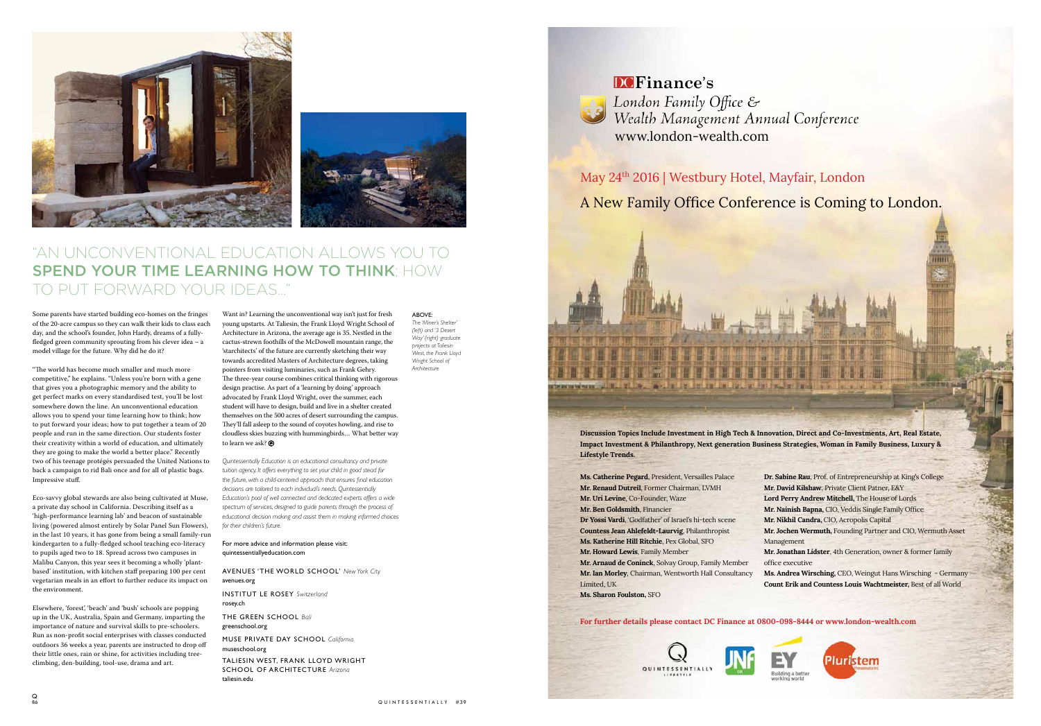# "AN UNCONVENTIONAL EDUCATION ALLOWS YOU TO **SPEND YOUR TIME LEARNING HOW TO THINK**; HOW TO PUT FORWARD YOUR IDEAS..."

Some parents have started building eco-homes on the fringes of the 20-acre campus so they can walk their kids to class each day, and the school's founder, John Hardy, dreams of a fully-fledged green community sprouting from his clever idea – a model village for the future. Why did he do it?

"The world has become much smaller and much more competitive," he explains. "Unless you're born with a gene that gives you a photographic memory and the ability to get perfect marks on every standardised test, you'll be lost somewhere down the line. An unconventional education allows you to spend your time learning how to think; how to put forward your ideas; how to put together a team of 20 people and run in the same direction. Our students foster their creativity within a world of education, and ultimately they are going to make the world a better place." Recently two of his teenage protégés persuaded the United Nations to back a campaign to rid Bali once and for all of plastic bags. Impressive stuff.

Eco-savvy global stewards are also being cultivated at Muse, a private day school in California. Describing itself as a 'high-performance learning lab' and beacon of sustainable living (powered almost entirely by Solar Panel Sun Flowers), in the last 10 years, it has gone from being a small family-run kindergarten to a fully-fledged school teaching eco-literacy to pupils aged two to 18. Spread across two campuses in Malibu Canyon, this year sees it becoming a wholly 'plant-based' institution, with kitchen staff preparing 100 per cent vegetarian meals in an effort to further reduce its impact on the environment.

Elsewhere, 'forest', 'beach' and 'bush' schools are popping up in the UK, Australia, Spain and Germany, imparting the importance of nature and survival skills to pre-schoolers. Run as non-profit social enterprises with classes conducted outdoors 36 weeks a year, parents are instructed to drop off their little ones, rain or shine, for activities including tree-climbing, den-building, tool-use, drama and art.

Want in? Learning the unconventional way isn't just for fresh young upstarts. At Taliesin, the Frank Lloyd Wright School of Architecture in Arizona, the average age is 35. Nestled in the cactus-strewn foothills of the McDowell mountain range, the 'starchitects' of the future are currently sketching their way towards accredited Masters of Architecture degrees, taking pointers from visiting luminaries, such as Frank Gehry. The three-year course combines critical thinking with rigorous design practise. As part of a 'learning by doing' approach advocated by Frank Lloyd Wright, over the summer, each student will have to design, build and live in a shelter created themselves on the 500 acres of desert surrounding the campus. They'll fall asleep to the sound of coyotes howling, and rise to cloudless skies buzzing with hummingbirds… What better way to learn we ask?

*Quintessentially Education is an educational consultancy and private tuition agency. It offers everything to set your child in good stead for the future, with a child-centered approach that ensures final education decisions are tailored to each individual's needs. Quintessentially Education's pool of well connected and dedicated experts offers a wide spectrum of services, designed to guide parents through the process of educational decision making and assist them in making informed choices for their children's future.*

For more advice and information please visit: quintessentiallyeducation.com

AVENUES 'THE WORLD SCHOOL' *New York City*
avenues.org

INSTITUT LE ROSEY *Switzerland*
rosey.ch

THE GREEN SCHOOL *Bali*
greenschool.org

MUSE PRIVATE DAY SCHOOL *California*
museschool.org

TALIESIN WEST, FRANK LLOYD WRIGHT SCHOOL OF ARCHITECTURE *Arizona*
taliesin.edu

ABOVE:
*The 'Miner's Shelter' (left) and '3 Desert Way' (right) graduate projects at Taliesin West, the Frank Lloyd Wright School of Architecture*

---

**DC Finance's**
*London Family Office & Wealth Management Annual Conference*
www.london-wealth.com

May 24th 2016 | Westbury Hotel, Mayfair, London

A New Family Office Conference is Coming to London.

**Discussion Topics Include Investment in High Tech & Innovation, Direct and Co-Investments, Art, Real Estate, Impact Investment & Philanthropy, Next generation Business Strategies, Woman in Family Business, Luxury & Lifestyle Trends.**

**Ms. Catherine Pegard**, President, Versailles Palace
**Mr. Renaud Dutreil**, Former Chairman, LVMH
**Mr. Uri Levine**, Co-Founder, Waze
**Mr. Ben Goldsmith**, Financier
**Dr Yossi Vardi**, 'Godfather' of Israel's hi-tech scene
**Countess Jean Ahlefeldt-Laurvig**, Philanthropist
**Ms. Katherine Hill Ritchie**, Pex Global, SFO
**Mr. Howard Lewis**, Family Member
**Mr. Arnaud de Coninck**, Solvay Group, Family Member
**Mr. Ian Morley**, Chairman, Wentworth Hall Consultancy Limited, UK
**Ms. Sharon Foulston,** SFO
**Dr. Sabine Rau**, Prof. of Entrepreneurship at King's College
**Mr. David Kilshaw**, Private Client Patner, E&Y
**Lord Perry Andrew Mitchell,** The House of Lords
**Mr. Nainish Bapna**, CIO, Veddis Single Family Office
**Mr. Nikhil Candra,** CIO, Acropolis Capital
**Mr. Jochen Wermuth,** Founding Partner and CIO, Wermuth Asset Management
**Mr. Jonathan Lidster**, 4th Generation, owner & former family office executive
**Ms. Andrea Wirsching,** CEO, Weingut Hans Wirsching - Germany
**Count Erik and Countess Louis Wachtmeister,** Best of all World

**For further details please contact DC Finance at 0800-098-8444 or www.london-wealth.com**

QUINTESSENTIALLY LIFESTYLE
JNF UK
EY Building a better working world
Pluristem